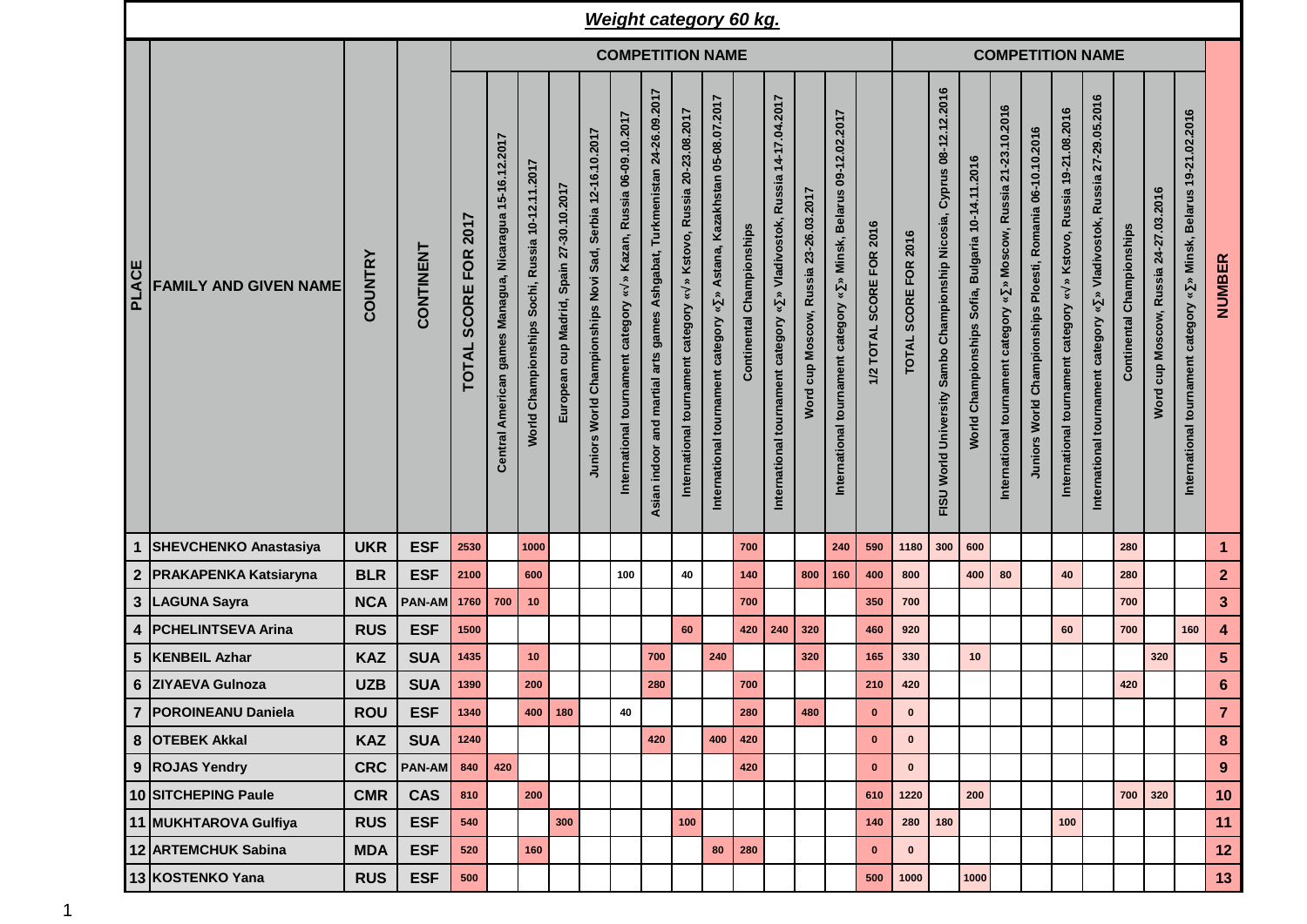## *Weight category 60 kg.*

| PLACE | FAMILY AND GIVEN NAME | COUNTRY | CONTINENT | COMPETITION NAME | | | | | | | | | | | | | | COMPETITION NAME | | | | | | | | | | NUMBER |
|---|---|---|---|---|---|---|---|---|---|---|---|---|---|---|---|---|---|---|---|---|---|---|---|---|---|---|---|---|
| | | | | TOTAL SCORE FOR 2017 | Central American games Managua, Nicaragua 15-16.12.2017 | World Championships Sochi, Russia 10-12.11.2017 | European cup Madrid, Spain 27-30.10.2017 | Juniors World Championships Novi Sad, Serbia 12-16.10.2017 | International tournament category «√» Kazan, Russia 06-09.10.2017 | Asian indoor and martial arts games Ashgabat, Turkmenistan 24-26.09.2017 | International tournament category «√» Kstovo, Russia 20-23.08.2017 | International tournament category «∑» Astana, Kazakhstan 05-08.07.2017 | Continental Championships | International tournament category «∑» Vladivostok, Russia 14-17.04.2017 | Word cup Moscow, Russia 23-26.03.2017 | International tournament category «∑» Minsk, Belarus 09-12.02.2017 | 1/2 TOTAL SCORE FOR 2016 | TOTAL SCORE FOR 2016 | FISU World University Sambo Championship Nicosia, Cyprus 08-12.12.2016 | World Championships Sofia, Bulgaria 10-14.11.2016 | International tournament category «∑» Moscow, Russia 21-23.10.2016 | Juniors World Championships Ploesti, Romania 06-10.10.2016 | International tournament category «√» Kstovo, Russia 19-21.08.2016 | International tournament category «∑» Vladivostok, Russia 27-29.05.2016 | Continental Championships | Word cup Moscow, Russia 24-27.03.2016 | International tournament category «∑» Minsk, Belarus 19-21.02.2016 | |
| 1 | SHEVCHENKO Anastasiya | UKR | ESF | 2530 | | 1000 | | | | | | | 700 | | | 240 | 590 | 1180 | 300 | 600 | | | | | 280 | | | 1 |
| 2 | PRAKAPENKA Katsiaryna | BLR | ESF | 2100 | | 600 | | | 100 | | 40 | | 140 | | 800 | 160 | 400 | 800 | | 400 | 80 | | 40 | | 280 | | | 2 |
| 3 | LAGUNA Sayra | NCA | PAN-AM | 1760 | 700 | 10 | | | | | | | 700 | | | | 350 | 700 | | | | | | | 700 | | | 3 |
| 4 | PCHELINTSEVA Arina | RUS | ESF | 1500 | | | | | | | 60 | | 420 | 240 | 320 | | 460 | 920 | | | | | 60 | | 700 | | 160 | 4 |
| 5 | KENBEIL Azhar | KAZ | SUA | 1435 | | 10 | | | | 700 | | 240 | | | 320 | | 165 | 330 | | 10 | | | | | | 320 | | 5 |
| 6 | ZIYAEVA Gulnoza | UZB | SUA | 1390 | | 200 | | | | 280 | | | 700 | | | | 210 | 420 | | | | | | | 420 | | | 6 |
| 7 | POROINEANU Daniela | ROU | ESF | 1340 | | 400 | 180 | | 40 | | | | 280 | | 480 | | 0 | 0 | | | | | | | | | | 7 |
| 8 | OTEBEK Akkal | KAZ | SUA | 1240 | | | | | | 420 | | 400 | 420 | | | | 0 | 0 | | | | | | | | | | 8 |
| 9 | ROJAS Yendry | CRC | PAN-AM | 840 | 420 | | | | | | | | 420 | | | | 0 | 0 | | | | | | | | | | 9 |
| 10 | SITCHEPING Paule | CMR | CAS | 810 | | 200 | | | | | | | | | | | 610 | 1220 | | 200 | | | | | 700 | 320 | | 10 |
| 11 | MUKHTAROVA Gulfiya | RUS | ESF | 540 | | | 300 | | | | 100 | | | | | | 140 | 280 | 180 | | | | 100 | | | | | 11 |
| 12 | ARTEMCHUK Sabina | MDA | ESF | 520 | | 160 | | | | | | 80 | 280 | | | | 0 | 0 | | | | | | | | | | 12 |
| 13 | KOSTENKO Yana | RUS | ESF | 500 | | | | | | | | | | | | | 500 | 1000 | | 1000 | | | | | | | | 13 |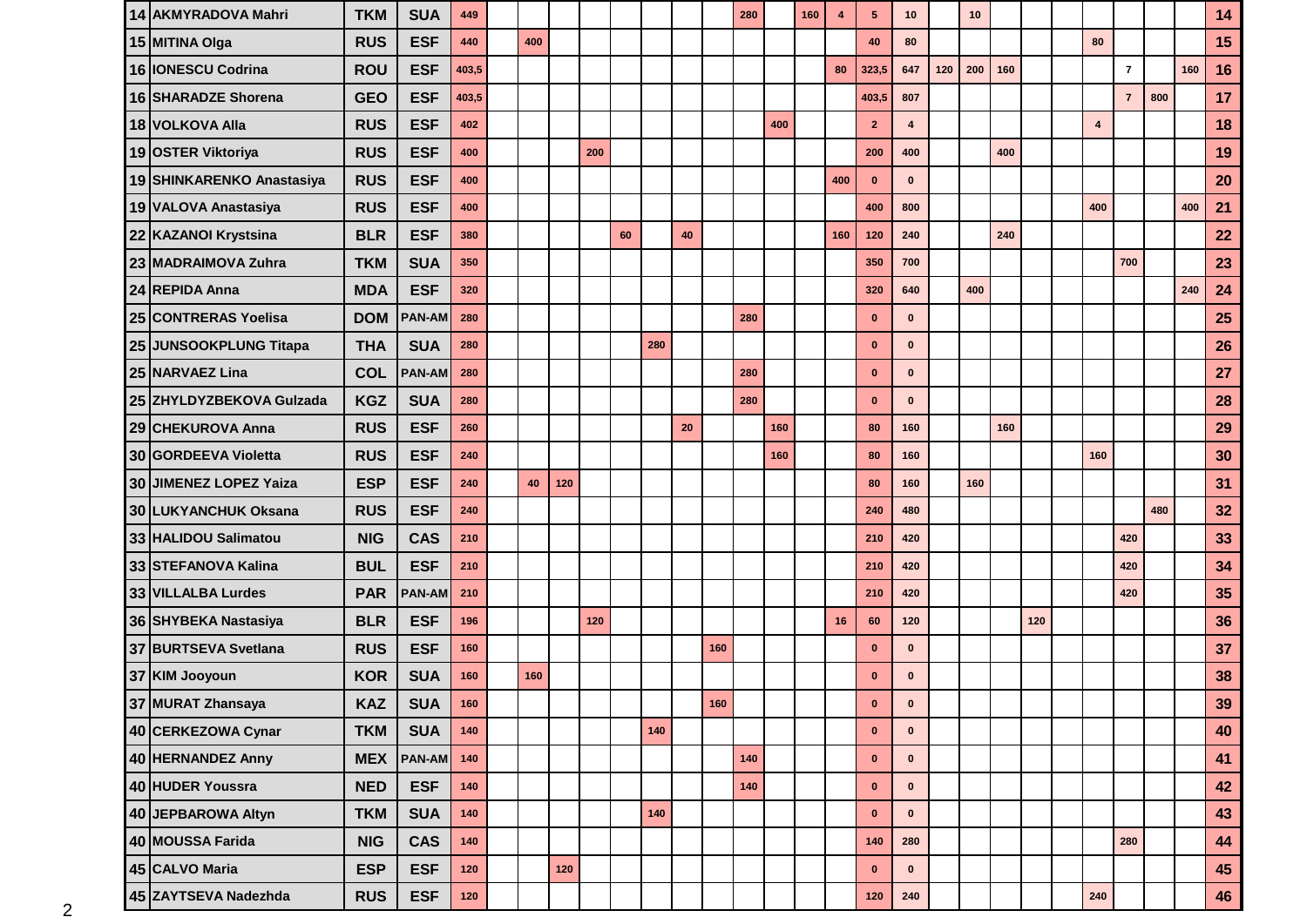| | | | | | | | | | | | | | | | | | | | | | | | | | | | | |
|---|---|---|---|---|---|---|---|---|---|---|---|---|---|---|---|---|---|---|---|---|---|---|---|---|---|---|---|---|
| 14 | AKMYRADOVA Mahri | TKM | SUA | 449 | | | | | | | | | 280 | | 160 | 4 | 5 | 10 | | 10 | | | | | | | | 14 |
| 15 | MITINA Olga | RUS | ESF | 440 | | 400 | | | | | | | | | | | 40 | 80 | | | | | | 80 | | | | 15 |
| 16 | IONESCU Codrina | ROU | ESF | 403,5 | | | | | | | | | | | | 80 | 323,5 | 647 | 120 | 200 | 160 | | | | 7 | | 160 | 16 |
| 16 | SHARADZE Shorena | GEO | ESF | 403,5 | | | | | | | | | | | | | 403,5 | 807 | | | | | | | 7 | 800 | | 17 |
| 18 | VOLKOVA Alla | RUS | ESF | 402 | | | | | | | | | | 400 | | | 2 | 4 | | | | | | 4 | | | | 18 |
| 19 | OSTER Viktoriya | RUS | ESF | 400 | | | | 200 | | | | | | | | | 200 | 400 | | | 400 | | | | | | | 19 |
| 19 | SHINKARENKO Anastasiya | RUS | ESF | 400 | | | | | | | | | | | | 400 | 0 | 0 | | | | | | | | | | 20 |
| 19 | VALOVA Anastasiya | RUS | ESF | 400 | | | | | | | | | | | | | 400 | 800 | | | | | | 400 | | | 400 | 21 |
| 22 | KAZANOI Krystsina | BLR | ESF | 380 | | | | | 60 | | 40 | | | | | 160 | 120 | 240 | | | 240 | | | | | | | 22 |
| 23 | MADRAIMOVA Zuhra | TKM | SUA | 350 | | | | | | | | | | | | | 350 | 700 | | | | | | | 700 | | | 23 |
| 24 | REPIDA Anna | MDA | ESF | 320 | | | | | | | | | | | | | 320 | 640 | | 400 | | | | | | | 240 | 24 |
| 25 | CONTRERAS Yoelisa | DOM | PAN-AM | 280 | | | | | | | | | 280 | | | | 0 | 0 | | | | | | | | | | 25 |
| 25 | JUNSOOKPLUNG Titapa | THA | SUA | 280 | | | | | | 280 | | | | | | | 0 | 0 | | | | | | | | | | 26 |
| 25 | NARVAEZ Lina | COL | PAN-AM | 280 | | | | | | | | | 280 | | | | 0 | 0 | | | | | | | | | | 27 |
| 25 | ZHYLDYZBEKOVA Gulzada | KGZ | SUA | 280 | | | | | | | | | 280 | | | | 0 | 0 | | | | | | | | | | 28 |
| 29 | CHEKUROVA Anna | RUS | ESF | 260 | | | | | | | 20 | | | 160 | | | 80 | 160 | | | 160 | | | | | | | 29 |
| 30 | GORDEEVA Violetta | RUS | ESF | 240 | | | | | | | | | | 160 | | | 80 | 160 | | | | | | 160 | | | | 30 |
| 30 | JIMENEZ LOPEZ Yaiza | ESP | ESF | 240 | | 40 | 120 | | | | | | | | | | 80 | 160 | | 160 | | | | | | | | 31 |
| 30 | LUKYANCHUK Oksana | RUS | ESF | 240 | | | | | | | | | | | | | 240 | 480 | | | | | | | | 480 | | 32 |
| 33 | HALIDOU Salimatou | NIG | CAS | 210 | | | | | | | | | | | | | 210 | 420 | | | | | | | 420 | | | 33 |
| 33 | STEFANOVA Kalina | BUL | ESF | 210 | | | | | | | | | | | | | 210 | 420 | | | | | | | 420 | | | 34 |
| 33 | VILLALBA Lurdes | PAR | PAN-AM | 210 | | | | | | | | | | | | | 210 | 420 | | | | | | | 420 | | | 35 |
| 36 | SHYBEKA Nastasiya | BLR | ESF | 196 | | | | 120 | | | | | | | | 16 | 60 | 120 | | | | 120 | | | | | | 36 |
| 37 | BURTSEVA Svetlana | RUS | ESF | 160 | | | | | | | | 160 | | | | | 0 | 0 | | | | | | | | | | 37 |
| 37 | KIM Jooyoun | KOR | SUA | 160 | | 160 | | | | | | | | | | | 0 | 0 | | | | | | | | | | 38 |
| 37 | MURAT Zhansaya | KAZ | SUA | 160 | | | | | | | | 160 | | | | | 0 | 0 | | | | | | | | | | 39 |
| 40 | CERKEZOWA Cynar | TKM | SUA | 140 | | | | | | 140 | | | | | | | 0 | 0 | | | | | | | | | | 40 |
| 40 | HERNANDEZ Anny | MEX | PAN-AM | 140 | | | | | | | | | 140 | | | | 0 | 0 | | | | | | | | | | 41 |
| 40 | HUDER Youssra | NED | ESF | 140 | | | | | | | | | 140 | | | | 0 | 0 | | | | | | | | | | 42 |
| 40 | JEPBAROWA Altyn | TKM | SUA | 140 | | | | | | 140 | | | | | | | 0 | 0 | | | | | | | | | | 43 |
| 40 | MOUSSA Farida | NIG | CAS | 140 | | | | | | | | | | | | | 140 | 280 | | | | | | | 280 | | | 44 |
| 45 | CALVO Maria | ESP | ESF | 120 | | | 120 | | | | | | | | | | 0 | 0 | | | | | | | | | | 45 |
| 45 | ZAYTSEVA Nadezhda | RUS | ESF | 120 | | | | | | | | | | | | | 120 | 240 | | | | | | 240 | | | | 46 |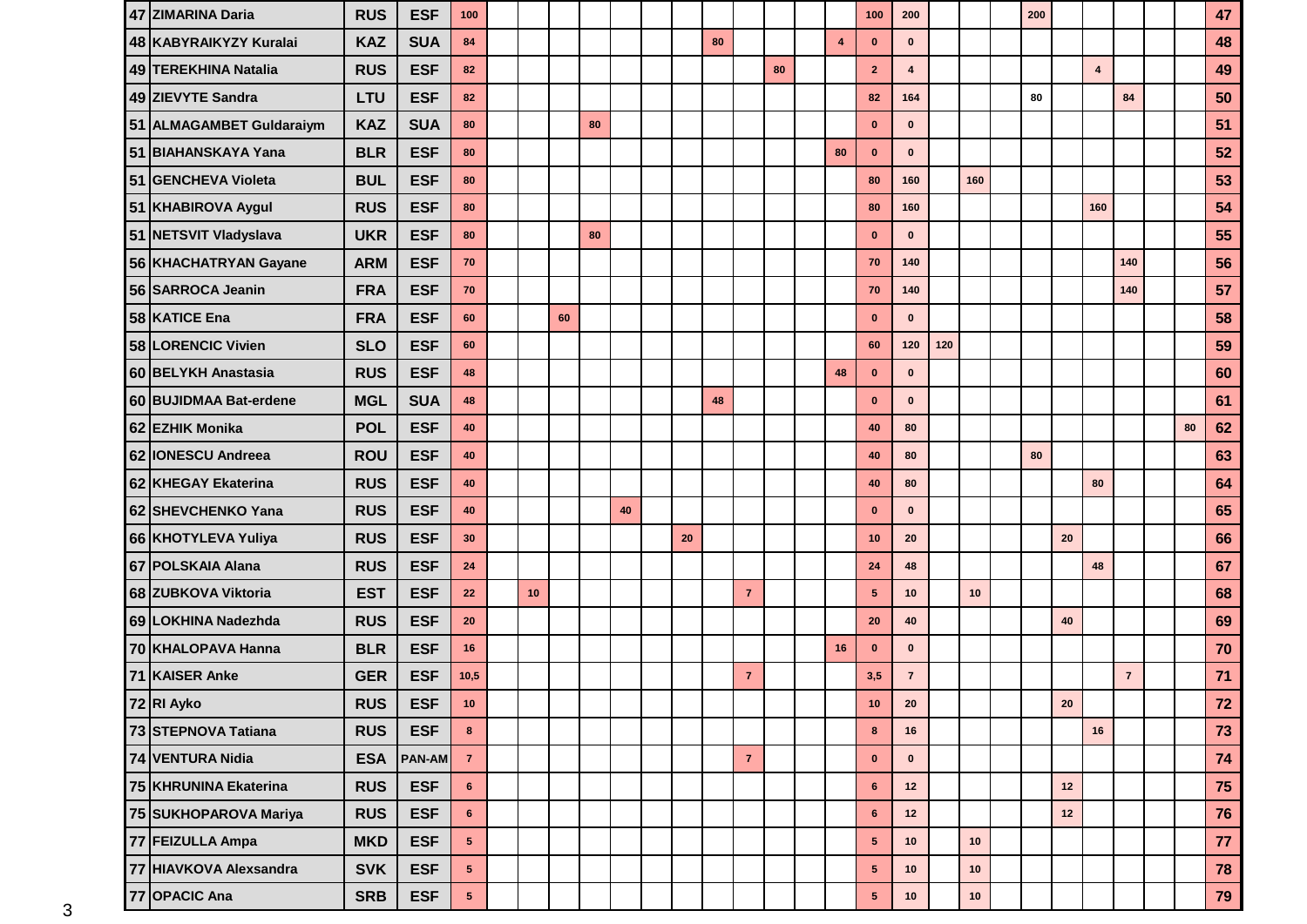| | | | | | | | | | | | | | | | | | | | | | | | | | | | | |
|---|---|---|---|---|---|---|---|---|---|---|---|---|---|---|---|---|---|---|---|---|---|---|---|---|---|---|---|---|
| 47 | ZIMARINA Daria | RUS | ESF | 100 | | | | | | | | | | | | | 100 | 200 | | | | 200 | | | | | | 47 |
| 48 | KABYRAIKYZY Kuralai | KAZ | SUA | 84 | | | | | | | | 80 | | | | 4 | 0 | 0 | | | | | | | | | | 48 |
| 49 | TEREKHINA Natalia | RUS | ESF | 82 | | | | | | | | | | 80 | | | 2 | 4 | | | | | | 4 | | | | 49 |
| 49 | ZIEVYTE Sandra | LTU | ESF | 82 | | | | | | | | | | | | | 82 | 164 | | | | 80 | | | 84 | | | 50 |
| 51 | ALMAGAMBET Guldaraiym | KAZ | SUA | 80 | | | | 80 | | | | | | | | | 0 | 0 | | | | | | | | | | 51 |
| 51 | BIAHANSKAYA Yana | BLR | ESF | 80 | | | | | | | | | | | | 80 | 0 | 0 | | | | | | | | | | 52 |
| 51 | GENCHEVA Violeta | BUL | ESF | 80 | | | | | | | | | | | | | 80 | 160 | | 160 | | | | | | | | 53 |
| 51 | KHABIROVA Aygul | RUS | ESF | 80 | | | | | | | | | | | | | 80 | 160 | | | | | | 160 | | | | 54 |
| 51 | NETSVIT Vladyslava | UKR | ESF | 80 | | | | 80 | | | | | | | | | 0 | 0 | | | | | | | | | | 55 |
| 56 | KHACHATRYAN Gayane | ARM | ESF | 70 | | | | | | | | | | | | | 70 | 140 | | | | | | | 140 | | | 56 |
| 56 | SARROCA Jeanin | FRA | ESF | 70 | | | | | | | | | | | | | 70 | 140 | | | | | | | 140 | | | 57 |
| 58 | KATICE Ena | FRA | ESF | 60 | | | 60 | | | | | | | | | | 0 | 0 | | | | | | | | | | 58 |
| 58 | LORENCIC Vivien | SLO | ESF | 60 | | | | | | | | | | | | | 60 | 120 | 120 | | | | | | | | | 59 |
| 60 | BELYKH Anastasia | RUS | ESF | 48 | | | | | | | | | | | | 48 | 0 | 0 | | | | | | | | | | 60 |
| 60 | BUJIDMAA Bat-erdene | MGL | SUA | 48 | | | | | | | | 48 | | | | | 0 | 0 | | | | | | | | | | 61 |
| 62 | EZHIK Monika | POL | ESF | 40 | | | | | | | | | | | | | 40 | 80 | | | | | | | | | 80 | 62 |
| 62 | IONESCU Andreea | ROU | ESF | 40 | | | | | | | | | | | | | 40 | 80 | | | | 80 | | | | | | 63 |
| 62 | KHEGAY Ekaterina | RUS | ESF | 40 | | | | | | | | | | | | | 40 | 80 | | | | | | 80 | | | | 64 |
| 62 | SHEVCHENKO Yana | RUS | ESF | 40 | | | | | 40 | | | | | | | | 0 | 0 | | | | | | | | | | 65 |
| 66 | KHOTYLEVA Yuliya | RUS | ESF | 30 | | | | | | | 20 | | | | | | 10 | 20 | | | | | 20 | | | | | 66 |
| 67 | POLSKAIA Alana | RUS | ESF | 24 | | | | | | | | | | | | | 24 | 48 | | | | | | 48 | | | | 67 |
| 68 | ZUBKOVA Viktoria | EST | ESF | 22 | | 10 | | | | | | | 7 | | | | 5 | 10 | | 10 | | | | | | | | 68 |
| 69 | LOKHINA Nadezhda | RUS | ESF | 20 | | | | | | | | | | | | | 20 | 40 | | | | | 40 | | | | | 69 |
| 70 | KHALOPAVA Hanna | BLR | ESF | 16 | | | | | | | | | | | | 16 | 0 | 0 | | | | | | | | | | 70 |
| 71 | KAISER Anke | GER | ESF | 10,5 | | | | | | | | | 7 | | | | 3,5 | 7 | | | | | | | 7 | | | 71 |
| 72 | RI Ayko | RUS | ESF | 10 | | | | | | | | | | | | | 10 | 20 | | | | | 20 | | | | | 72 |
| 73 | STEPNOVA Tatiana | RUS | ESF | 8 | | | | | | | | | | | | | 8 | 16 | | | | | | 16 | | | | 73 |
| 74 | VENTURA Nidia | ESA | PAN-AM | 7 | | | | | | | | | 7 | | | | 0 | 0 | | | | | | | | | | 74 |
| 75 | KHRUNINA Ekaterina | RUS | ESF | 6 | | | | | | | | | | | | | 6 | 12 | | | | | 12 | | | | | 75 |
| 75 | SUKHOPAROVA Mariya | RUS | ESF | 6 | | | | | | | | | | | | | 6 | 12 | | | | | 12 | | | | | 76 |
| 77 | FEIZULLA Ampa | MKD | ESF | 5 | | | | | | | | | | | | | 5 | 10 | | 10 | | | | | | | | 77 |
| 77 | HIAVKOVA Alexsandra | SVK | ESF | 5 | | | | | | | | | | | | | 5 | 10 | | 10 | | | | | | | | 78 |
| 77 | OPACIC Ana | SRB | ESF | 5 | | | | | | | | | | | | | 5 | 10 | | 10 | | | | | | | | 79 |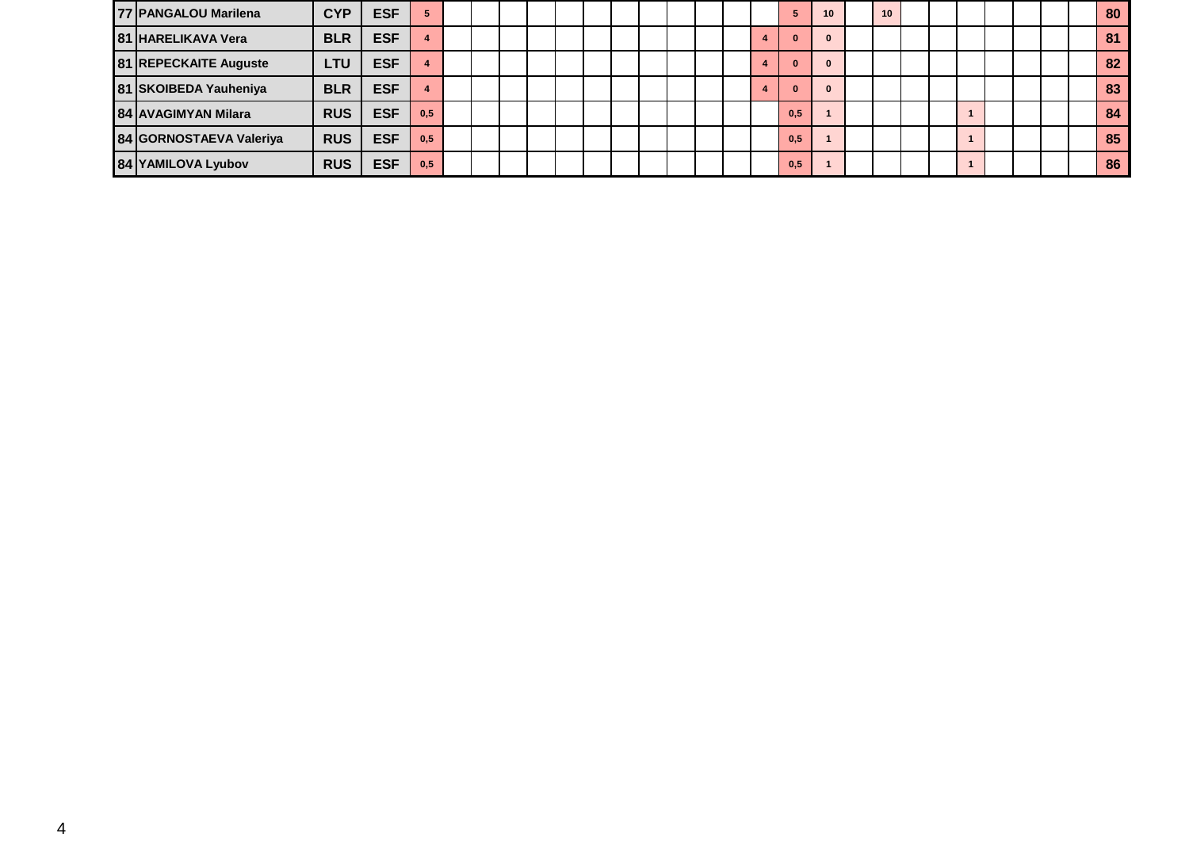| | | | | | | | | | | | | | | | | | | | | | | | | | | | | |
|---|---|---|---|---|---|---|---|---|---|---|---|---|---|---|---|---|---|---|---|---|---|---|---|---|---|---|---|---|
| 77 | PANGALOU Marilena | CYP | ESF | 5 | | | | | | | | | | | | | 5 | 10 | | 10 | | | | | | | | 80 |
| 81 | HARELIKAVA Vera | BLR | ESF | 4 | | | | | | | | | | | | 4 | 0 | 0 | | | | | | | | | | 81 |
| 81 | REPECKAITE Auguste | LTU | ESF | 4 | | | | | | | | | | | | 4 | 0 | 0 | | | | | | | | | | 82 |
| 81 | SKOIBEDA Yauheniya | BLR | ESF | 4 | | | | | | | | | | | | 4 | 0 | 0 | | | | | | | | | | 83 |
| 84 | AVAGIMYAN Milara | RUS | ESF | 0,5 | | | | | | | | | | | | | 0,5 | 1 | | | | | 1 | | | | | 84 |
| 84 | GORNOSTAEVA Valeriya | RUS | ESF | 0,5 | | | | | | | | | | | | | 0,5 | 1 | | | | | 1 | | | | | 85 |
| 84 | YAMILOVA Lyubov | RUS | ESF | 0,5 | | | | | | | | | | | | | 0,5 | 1 | | | | | 1 | | | | | 86 |